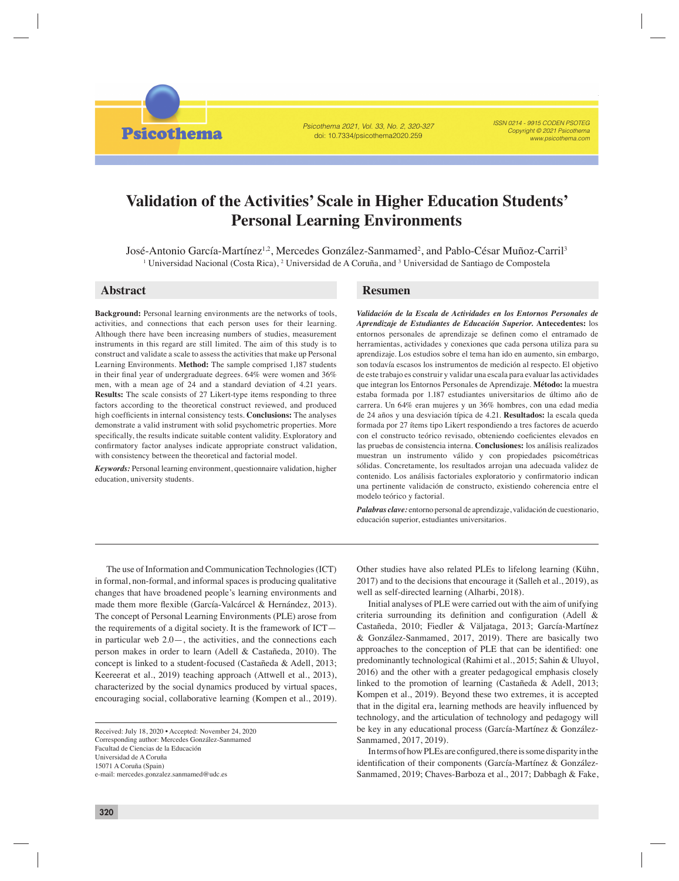# Validation of the Activities' Scale in Higher Education Students' Personal Learning Environments

José-Antonio García-Martínez[1,2], Mercedes González-Sanmamed[2], and Pablo-César Muñoz-Carril[3]

[1] Universidad Nacional (Costa Rica), [2] Universidad de A Coruña, and [3] Universidad de Santiago de Compostela

## Abstract

**Background:** Personal learning environments are the networks of tools, activities, and connections that each person uses for their learning. Although there have been increasing numbers of studies, measurement instruments in this regard are still limited. The aim of this study is to construct and validate a scale to assess the activities that make up Personal Learning Environments. **Method:** The sample comprised 1,187 students in their final year of undergraduate degrees. 64% were women and 36% men, with a mean age of 24 and a standard deviation of 4.21 years. **Results:** The scale consists of 27 Likert-type items responding to three factors according to the theoretical construct reviewed, and produced high coefficients in internal consistency tests. **Conclusions:** The analyses demonstrate a valid instrument with solid psychometric properties. More specifically, the results indicate suitable content validity. Exploratory and confirmatory factor analyses indicate appropriate construct validation, with consistency between the theoretical and factorial model.

***Keywords:*** Personal learning environment, questionnaire validation, higher education, university students.

## Resumen

***Validación de la Escala de Actividades en los Entornos Personales de Aprendizaje de Estudiantes de Educación Superior.*** **Antecedentes:** los entornos personales de aprendizaje se definen como el entramado de herramientas, actividades y conexiones que cada persona utiliza para su aprendizaje. Los estudios sobre el tema han ido en aumento, sin embargo, son todavía escasos los instrumentos de medición al respecto. El objetivo de este trabajo es construir y validar una escala para evaluar las actividades que integran los Entornos Personales de Aprendizaje. **Método:** la muestra estaba formada por 1.187 estudiantes universitarios de último año de carrera. Un 64% eran mujeres y un 36% hombres, con una edad media de 24 años y una desviación típica de 4.21. **Resultados:** la escala queda formada por 27 ítems tipo Likert respondiendo a tres factores de acuerdo con el constructo teórico revisado, obteniendo coeficientes elevados en las pruebas de consistencia interna. **Conclusiones:** los análisis realizados muestran un instrumento válido y con propiedades psicométricas sólidas. Concretamente, los resultados arrojan una adecuada validez de contenido. Los análisis factoriales exploratorio y confirmatorio indican una pertinente validación de constructo, existiendo coherencia entre el modelo teórico y factorial.

***Palabras clave:*** entorno personal de aprendizaje, validación de cuestionario, educación superior, estudiantes universitarios.

---

The use of Information and Communication Technologies (ICT) in formal, non-formal, and informal spaces is producing qualitative changes that have broadened people's learning environments and made them more flexible (García-Valcárcel & Hernández, 2013). The concept of Personal Learning Environments (PLE) arose from the requirements of a digital society. It is the framework of ICT—in particular web 2.0—, the activities, and the connections each person makes in order to learn (Adell & Castañeda, 2010). The concept is linked to a student-focused (Castañeda & Adell, 2013; Keereerat et al., 2019) teaching approach (Attwell et al., 2013), characterized by the social dynamics produced by virtual spaces, encouraging social, collaborative learning (Kompen et al., 2019). Other studies have also related PLEs to lifelong learning (Kühn, 2017) and to the decisions that encourage it (Salleh et al., 2019), as well as self-directed learning (Alharbi, 2018).

Initial analyses of PLE were carried out with the aim of unifying criteria surrounding its definition and configuration (Adell & Castañeda, 2010; Fiedler & Väljataga, 2013; García-Martínez & González-Sanmamed, 2017, 2019). There are basically two approaches to the conception of PLE that can be identified: one predominantly technological (Rahimi et al., 2015; Sahin & Uluyol, 2016) and the other with a greater pedagogical emphasis closely linked to the promotion of learning (Castañeda & Adell, 2013; Kompen et al., 2019). Beyond these two extremes, it is accepted that in the digital era, learning methods are heavily influenced by technology, and the articulation of technology and pedagogy will be key in any educational process (García-Martínez & González-Sanmamed, 2017, 2019).

In terms of how PLEs are configured, there is some disparity in the identification of their components (García-Martínez & González-Sanmamed, 2019; Chaves-Barboza et al., 2017; Dabbagh & Fake,

Received: July 18, 2020 • Accepted: November 24, 2020
Corresponding author: Mercedes González-Sanmamed
Facultad de Ciencias de la Educación
Universidad de A Coruña
15071 A Coruña (Spain)
e-mail: mercedes.gonzalez.sanmamed@udc.es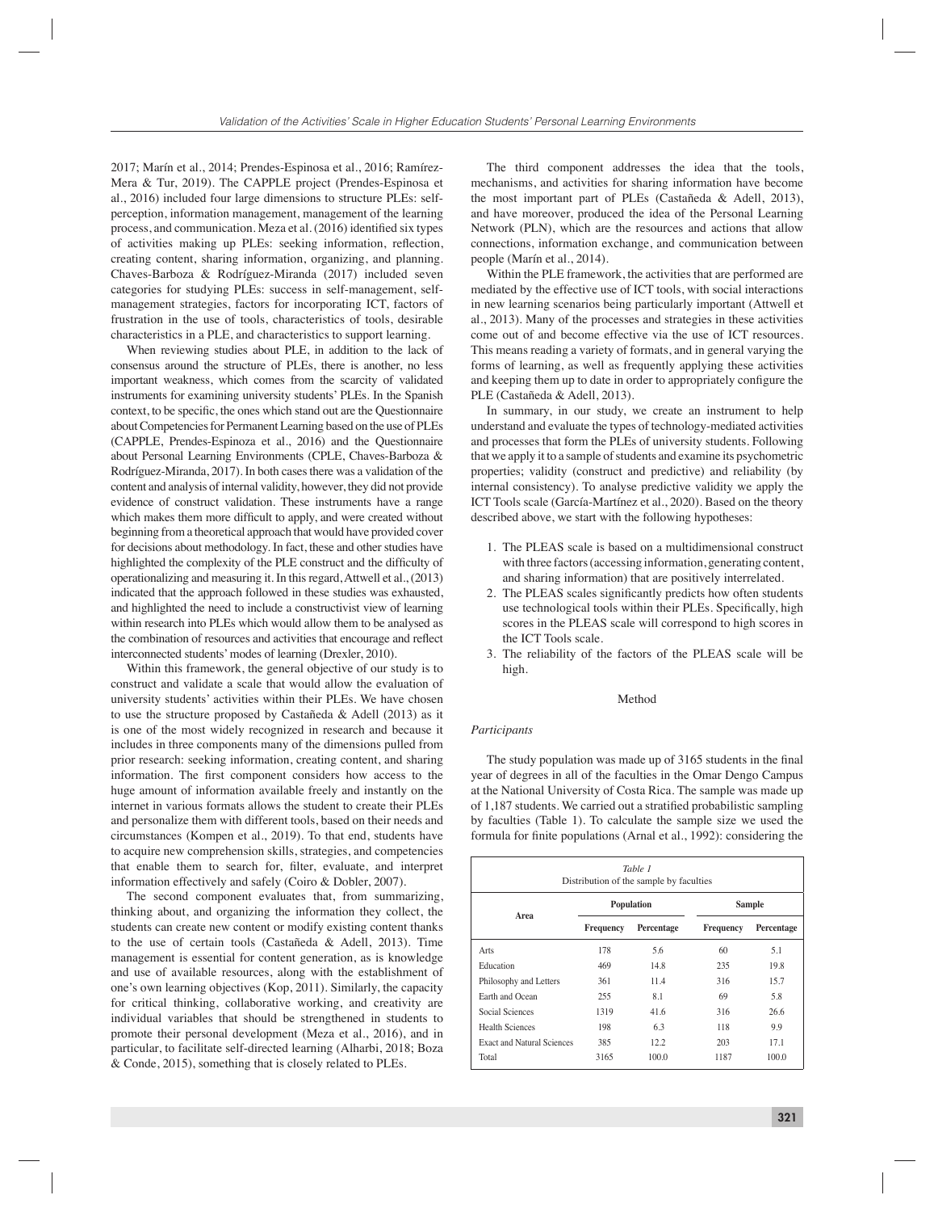2017; Marín et al., 2014; Prendes-Espinosa et al., 2016; Ramírez-Mera & Tur, 2019). The CAPPLE project (Prendes-Espinosa et al., 2016) included four large dimensions to structure PLEs: self-perception, information management, management of the learning process, and communication. Meza et al. (2016) identified six types of activities making up PLEs: seeking information, reflection, creating content, sharing information, organizing, and planning. Chaves-Barboza & Rodríguez-Miranda (2017) included seven categories for studying PLEs: success in self-management, self-management strategies, factors for incorporating ICT, factors of frustration in the use of tools, characteristics of tools, desirable characteristics in a PLE, and characteristics to support learning.

When reviewing studies about PLE, in addition to the lack of consensus around the structure of PLEs, there is another, no less important weakness, which comes from the scarcity of validated instruments for examining university students' PLEs. In the Spanish context, to be specific, the ones which stand out are the Questionnaire about Competencies for Permanent Learning based on the use of PLEs (CAPPLE, Prendes-Espinoza et al., 2016) and the Questionnaire about Personal Learning Environments (CPLE, Chaves-Barboza & Rodríguez-Miranda, 2017). In both cases there was a validation of the content and analysis of internal validity, however, they did not provide evidence of construct validation. These instruments have a range which makes them more difficult to apply, and were created without beginning from a theoretical approach that would have provided cover for decisions about methodology. In fact, these and other studies have highlighted the complexity of the PLE construct and the difficulty of operationalizing and measuring it. In this regard, Attwell et al., (2013) indicated that the approach followed in these studies was exhausted, and highlighted the need to include a constructivist view of learning within research into PLEs which would allow them to be analysed as the combination of resources and activities that encourage and reflect interconnected students' modes of learning (Drexler, 2010).

Within this framework, the general objective of our study is to construct and validate a scale that would allow the evaluation of university students' activities within their PLEs. We have chosen to use the structure proposed by Castañeda & Adell (2013) as it is one of the most widely recognized in research and because it includes in three components many of the dimensions pulled from prior research: seeking information, creating content, and sharing information. The first component considers how access to the huge amount of information available freely and instantly on the internet in various formats allows the student to create their PLEs and personalize them with different tools, based on their needs and circumstances (Kompen et al., 2019). To that end, students have to acquire new comprehension skills, strategies, and competencies that enable them to search for, filter, evaluate, and interpret information effectively and safely (Coiro & Dobler, 2007).

The second component evaluates that, from summarizing, thinking about, and organizing the information they collect, the students can create new content or modify existing content thanks to the use of certain tools (Castañeda & Adell, 2013). Time management is essential for content generation, as is knowledge and use of available resources, along with the establishment of one's own learning objectives (Kop, 2011). Similarly, the capacity for critical thinking, collaborative working, and creativity are individual variables that should be strengthened in students to promote their personal development (Meza et al., 2016), and in particular, to facilitate self-directed learning (Alharbi, 2018; Boza & Conde, 2015), something that is closely related to PLEs.

The third component addresses the idea that the tools, mechanisms, and activities for sharing information have become the most important part of PLEs (Castañeda & Adell, 2013), and have moreover, produced the idea of the Personal Learning Network (PLN), which are the resources and actions that allow connections, information exchange, and communication between people (Marín et al., 2014).

Within the PLE framework, the activities that are performed are mediated by the effective use of ICT tools, with social interactions in new learning scenarios being particularly important (Attwell et al., 2013). Many of the processes and strategies in these activities come out of and become effective via the use of ICT resources. This means reading a variety of formats, and in general varying the forms of learning, as well as frequently applying these activities and keeping them up to date in order to appropriately configure the PLE (Castañeda & Adell, 2013).

In summary, in our study, we create an instrument to help understand and evaluate the types of technology-mediated activities and processes that form the PLEs of university students. Following that we apply it to a sample of students and examine its psychometric properties; validity (construct and predictive) and reliability (by internal consistency). To analyse predictive validity we apply the ICT Tools scale (García-Martínez et al., 2020). Based on the theory described above, we start with the following hypotheses:

1. The PLEAS scale is based on a multidimensional construct with three factors (accessing information, generating content, and sharing information) that are positively interrelated.
2. The PLEAS scales significantly predicts how often students use technological tools within their PLEs. Specifically, high scores in the PLEAS scale will correspond to high scores in the ICT Tools scale.
3. The reliability of the factors of the PLEAS scale will be high.

## Method

### *Participants*

The study population was made up of 3165 students in the final year of degrees in all of the faculties in the Omar Dengo Campus at the National University of Costa Rica. The sample was made up of 1,187 students. We carried out a stratified probabilistic sampling by faculties (Table 1). To calculate the sample size we used the formula for finite populations (Arnal et al., 1992): considering the

*Table 1*
Distribution of the sample by faculties

| Area | Population | | Sample | |
|---|---|---|---|---|
| | Frequency | Percentage | Frequency | Percentage |
| Arts | 178 | 5.6 | 60 | 5.1 |
| Education | 469 | 14.8 | 235 | 19.8 |
| Philosophy and Letters | 361 | 11.4 | 316 | 15.7 |
| Earth and Ocean | 255 | 8.1 | 69 | 5.8 |
| Social Sciences | 1319 | 41.6 | 316 | 26.6 |
| Health Sciences | 198 | 6.3 | 118 | 9.9 |
| Exact and Natural Sciences | 385 | 12.2 | 203 | 17.1 |
| Total | 3165 | 100.0 | 1187 | 100.0 |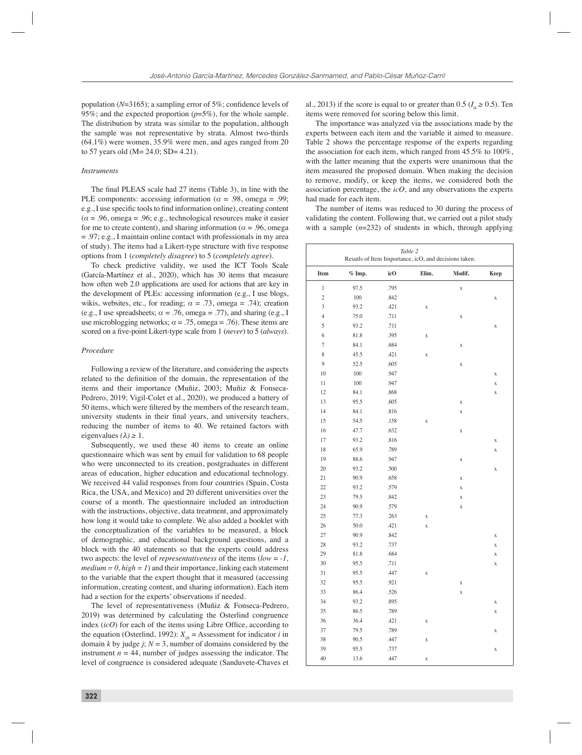population ($N$=3165); a sampling error of 5%; confidence levels of 95%; and the expected proportion ($p$=5%), for the whole sample. The distribution by strata was similar to the population, although the sample was not representative by strata. Almost two-thirds (64.1%) were women, 35.9% were men, and ages ranged from 20 to 57 years old (M= 24.0; SD= 4.21).

### *Instruments*

The final PLEAS scale had 27 items (Table 3), in line with the PLE components: accessing information ($\alpha$ = .98, omega = .99; e.g., I use specific tools to find information online), creating content ($\alpha$ = .96, omega = .96; e.g., technological resources make it easier for me to create content), and sharing information ($\alpha$ = .96, omega = .97; e.g., I maintain online contact with professionals in my area of study). The items had a Likert-type structure with five response options from 1 (*completely disagree*) to 5 (*completely agree*).

To check predictive validity, we used the ICT Tools Scale (García-Martínez et al., 2020), which has 30 items that measure how often web 2.0 applications are used for actions that are key in the development of PLEs: accessing information (e.g., I use blogs, wikis, websites, etc., for reading; $\alpha$ = .73, omega = .74); creation (e.g., I use spreadsheets; $\alpha$ = .76, omega = .77), and sharing (e.g., I use microblogging networks; $\alpha$ = .75, omega = .76). These items are scored on a five-point Likert-type scale from 1 (*never*) to 5 (*always*).

### *Procedure*

Following a review of the literature, and considering the aspects related to the definition of the domain, the representation of the items and their importance (Muñiz, 2003; Muñiz & Fonseca-Pedrero, 2019; Vigil-Colet et al., 2020), we produced a battery of 50 items, which were filtered by the members of the research team, university students in their final years, and university teachers, reducing the number of items to 40. We retained factors with eigenvalues $(\lambda) \geq 1$.

Subsequently, we used these 40 items to create an online questionnaire which was sent by email for validation to 68 people who were unconnected to its creation, postgraduates in different areas of education, higher education and educational technology. We received 44 valid responses from four countries (Spain, Costa Rica, the USA, and Mexico) and 20 different universities over the course of a month. The questionnaire included an introduction with the instructions, objective, data treatment, and approximately how long it would take to complete. We also added a booklet with the conceptualization of the variables to be measured, a block of demographic, and educational background questions, and a block with the 40 statements so that the experts could address two aspects: the level of *representativeness* of the items (*low = -1, medium = 0, high = 1*) and their importance, linking each statement to the variable that the expert thought that it measured (accessing information, creating content, and sharing information). Each item had a section for the experts' observations if needed.

The level of representativeness (Muñiz & Fonseca-Pedrero, 2019) was determined by calculating the Osterlind congruence index (*icO*) for each of the items using Libre Office, according to the equation (Osterlind, 1992): $X_{ijk}$ = Assessment for indicator $i$ in domain $k$ by judge $j$; $N$ = 3, number of domains considered by the instrument $n$ = 44, number of judges assessing the indicator. The level of congruence is considered adequate (Sanduvete-Chaves et al., 2013) if the score is equal to or greater than 0.5 ($I_{ik} \geq 0.5$). Ten items were removed for scoring below this limit.

The importance was analyzed via the associations made by the experts between each item and the variable it aimed to measure. Table 2 shows the percentage response of the experts regarding the association for each item, which ranged from 45.5% to 100%, with the latter meaning that the experts were unanimous that the item measured the proposed domain. When making the decision to remove, modify, or keep the items, we considered both the association percentage, the *icO*, and any observations the experts had made for each item.

The number of items was reduced to 30 during the process of validating the content. Following that, we carried out a pilot study with a sample ($n$=232) of students in which, through applying

*Table 2*
Resutls of Item Importance, icO, and decisions taken.

| Item | % Imp. | icO | Elim. | Modif. | Keep |
|---|---|---|---|---|---|
| 1 | 97.5 | .795 | | x | |
| 2 | 100 | .842 | | | x |
| 3 | 93.2 | .421 | x | | |
| 4 | 75.0 | .711 | | x | |
| 5 | 93.2 | .711 | | | x |
| 6 | 81.8 | .395 | x | | |
| 7 | 84.1 | .684 | | x | |
| 8 | 45.5 | .421 | x | | |
| 9 | 52.5 | .605 | | x | |
| 10 | 100 | .947 | | | x |
| 11 | 100 | .947 | | | x |
| 12 | 84.1 | .868 | | | x |
| 13 | 95.5 | .605 | | x | |
| 14 | 84.1 | .816 | | x | |
| 15 | 54.5 | .158 | x | | |
| 16 | 47.7 | .632 | | x | |
| 17 | 93.2 | .816 | | | x |
| 18 | 65.9 | .789 | | | x |
| 19 | 88.6 | .947 | | x | |
| 20 | 93.2 | .500 | | | x |
| 21 | 90.9 | .658 | | x | |
| 22 | 93.2 | .579 | | x | |
| 23 | 79.5 | .842 | | x | |
| 24 | 90.9 | .579 | | x | |
| 25 | 77.3 | .263 | x | | |
| 26 | 50.0 | .421 | x | | |
| 27 | 90.9 | .842 | | | x |
| 28 | 93.2 | .737 | | | x |
| 29 | 81.8 | .684 | | | x |
| 30 | 95.5 | .711 | | | x |
| 31 | 95.5 | .447 | x | | |
| 32 | 95.5 | .921 | | x | |
| 33 | 86.4 | .526 | | x | |
| 34 | 93.2 | .895 | | | x |
| 35 | 86.5 | .789 | | | x |
| 36 | 36.4 | .421 | x | | |
| 37 | 79.5 | .789 | | | x |
| 38 | 90.5 | .447 | x | | |
| 39 | 95.5 | .737 | | | x |
| 40 | 13.6 | .447 | x | | |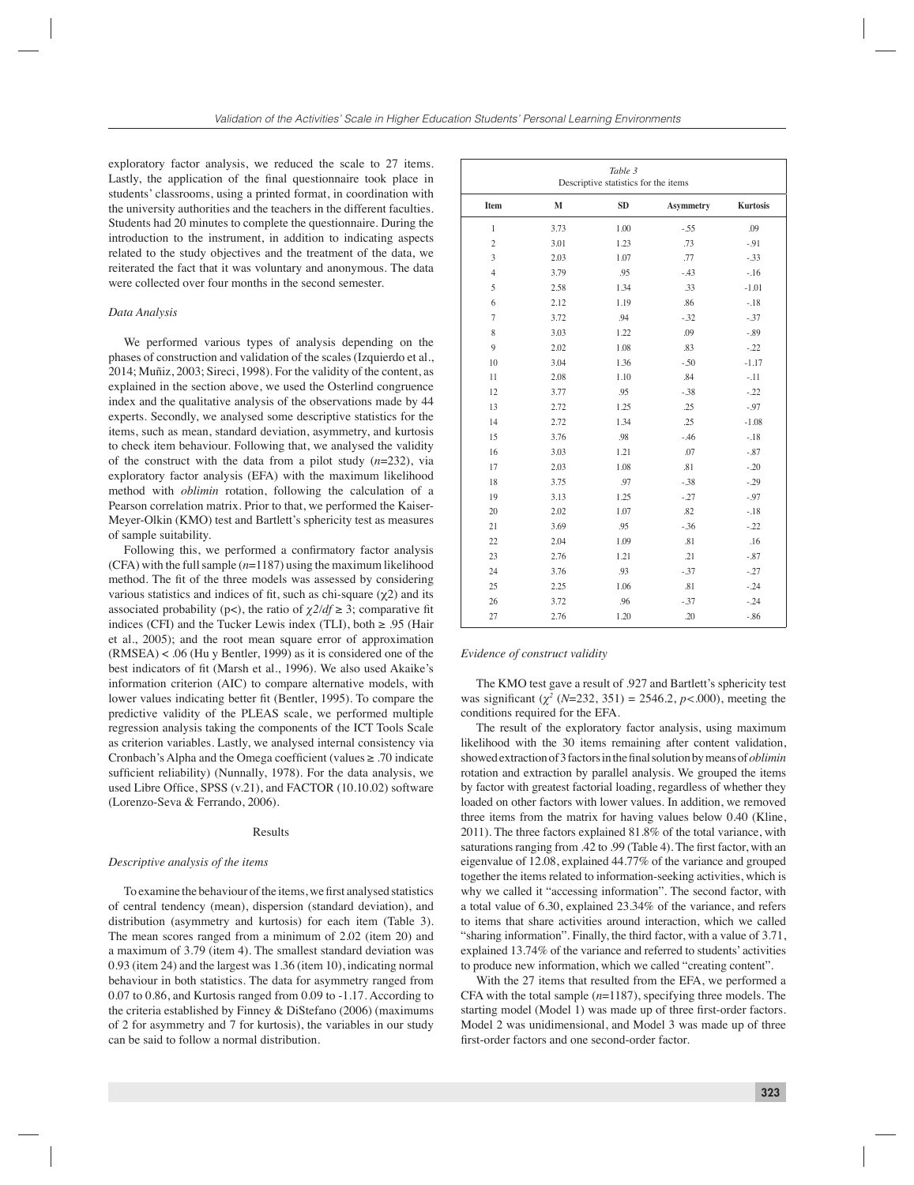exploratory factor analysis, we reduced the scale to 27 items. Lastly, the application of the final questionnaire took place in students' classrooms, using a printed format, in coordination with the university authorities and the teachers in the different faculties. Students had 20 minutes to complete the questionnaire. During the introduction to the instrument, in addition to indicating aspects related to the study objectives and the treatment of the data, we reiterated the fact that it was voluntary and anonymous. The data were collected over four months in the second semester.

### *Data Analysis*

We performed various types of analysis depending on the phases of construction and validation of the scales (Izquierdo et al., 2014; Muñiz, 2003; Sireci, 1998). For the validity of the content, as explained in the section above, we used the Osterlind congruence index and the qualitative analysis of the observations made by 44 experts. Secondly, we analysed some descriptive statistics for the items, such as mean, standard deviation, asymmetry, and kurtosis to check item behaviour. Following that, we analysed the validity of the construct with the data from a pilot study (*n*=232), via exploratory factor analysis (EFA) with the maximum likelihood method with *oblimin* rotation, following the calculation of a Pearson correlation matrix. Prior to that, we performed the Kaiser-Meyer-Olkin (KMO) test and Bartlett's sphericity test as measures of sample suitability.

Following this, we performed a confirmatory factor analysis (CFA) with the full sample (*n*=1187) using the maximum likelihood method. The fit of the three models was assessed by considering various statistics and indices of fit, such as chi-square ($\chi 2$) and its associated probability (p<), the ratio of $\chi 2/df \geq 3$; comparative fit indices (CFI) and the Tucker Lewis index (TLI), both ≥ .95 (Hair et al., 2005); and the root mean square error of approximation (RMSEA) < .06 (Hu y Bentler, 1999) as it is considered one of the best indicators of fit (Marsh et al., 1996). We also used Akaike's information criterion (AIC) to compare alternative models, with lower values indicating better fit (Bentler, 1995). To compare the predictive validity of the PLEAS scale, we performed multiple regression analysis taking the components of the ICT Tools Scale as criterion variables. Lastly, we analysed internal consistency via Cronbach's Alpha and the Omega coefficient (values ≥ .70 indicate sufficient reliability) (Nunnally, 1978). For the data analysis, we used Libre Office, SPSS (v.21), and FACTOR (10.10.02) software (Lorenzo-Seva & Ferrando, 2006).

## Results

### *Descriptive analysis of the items*

To examine the behaviour of the items, we first analysed statistics of central tendency (mean), dispersion (standard deviation), and distribution (asymmetry and kurtosis) for each item (Table 3). The mean scores ranged from a minimum of 2.02 (item 20) and a maximum of 3.79 (item 4). The smallest standard deviation was 0.93 (item 24) and the largest was 1.36 (item 10), indicating normal behaviour in both statistics. The data for asymmetry ranged from 0.07 to 0.86, and Kurtosis ranged from 0.09 to -1.17. According to the criteria established by Finney & DiStefano (2006) (maximums of 2 for asymmetry and 7 for kurtosis), the variables in our study can be said to follow a normal distribution.

*Table 3*
Descriptive statistics for the items

| Item | M | SD | Asymmetry | Kurtosis |
|---|---|---|---|---|
| 1 | 3.73 | 1.00 | -.55 | .09 |
| 2 | 3.01 | 1.23 | .73 | -.91 |
| 3 | 2.03 | 1.07 | .77 | -.33 |
| 4 | 3.79 | .95 | -.43 | -.16 |
| 5 | 2.58 | 1.34 | .33 | -1.01 |
| 6 | 2.12 | 1.19 | .86 | -.18 |
| 7 | 3.72 | .94 | -.32 | -.37 |
| 8 | 3.03 | 1.22 | .09 | -.89 |
| 9 | 2.02 | 1.08 | .83 | -.22 |
| 10 | 3.04 | 1.36 | -.50 | -1.17 |
| 11 | 2.08 | 1.10 | .84 | -.11 |
| 12 | 3.77 | .95 | -.38 | -.22 |
| 13 | 2.72 | 1.25 | .25 | -.97 |
| 14 | 2.72 | 1.34 | .25 | -1.08 |
| 15 | 3.76 | .98 | -.46 | -.18 |
| 16 | 3.03 | 1.21 | .07 | -.87 |
| 17 | 2.03 | 1.08 | .81 | -.20 |
| 18 | 3.75 | .97 | -.38 | -.29 |
| 19 | 3.13 | 1.25 | -.27 | -.97 |
| 20 | 2.02 | 1.07 | .82 | -.18 |
| 21 | 3.69 | .95 | -.36 | -.22 |
| 22 | 2.04 | 1.09 | .81 | .16 |
| 23 | 2.76 | 1.21 | .21 | -.87 |
| 24 | 3.76 | .93 | -.37 | -.27 |
| 25 | 2.25 | 1.06 | .81 | -.24 |
| 26 | 3.72 | .96 | -.37 | -.24 |
| 27 | 2.76 | 1.20 | .20 | -.86 |

### *Evidence of construct validity*

The KMO test gave a result of .927 and Bartlett's sphericity test was significant ($\chi^2$ (*N*=232, 351) = 2546.2, *p*<.000), meeting the conditions required for the EFA.

The result of the exploratory factor analysis, using maximum likelihood with the 30 items remaining after content validation, showed extraction of 3 factors in the final solution by means of *oblimin* rotation and extraction by parallel analysis. We grouped the items by factor with greatest factorial loading, regardless of whether they loaded on other factors with lower values. In addition, we removed three items from the matrix for having values below 0.40 (Kline, 2011). The three factors explained 81.8% of the total variance, with saturations ranging from .42 to .99 (Table 4). The first factor, with an eigenvalue of 12.08, explained 44.77% of the variance and grouped together the items related to information-seeking activities, which is why we called it "accessing information". The second factor, with a total value of 6.30, explained 23.34% of the variance, and refers to items that share activities around interaction, which we called "sharing information". Finally, the third factor, with a value of 3.71, explained 13.74% of the variance and referred to students' activities to produce new information, which we called "creating content".

With the 27 items that resulted from the EFA, we performed a CFA with the total sample (*n*=1187), specifying three models. The starting model (Model 1) was made up of three first-order factors. Model 2 was unidimensional, and Model 3 was made up of three first-order factors and one second-order factor.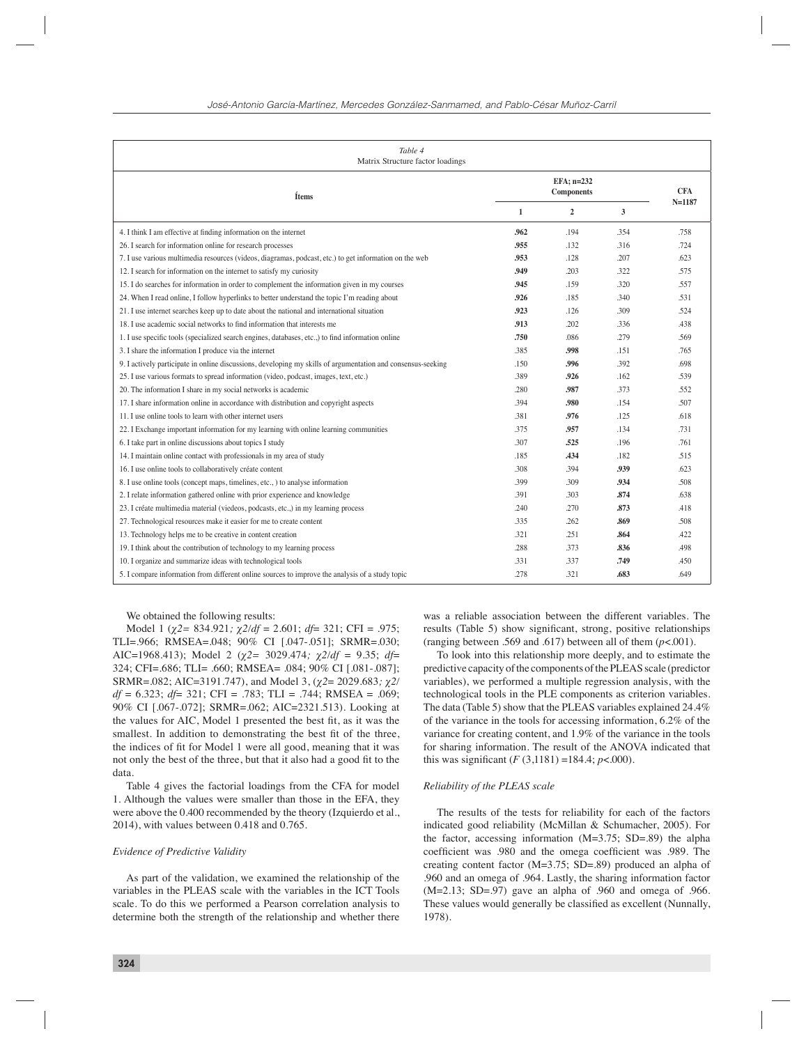Table 4
Matrix Structure factor loadings

| Ítems | EFA; n=232 Components | | | CFA N=1187 |
|---|---|---|---|---|
| | 1 | 2 | 3 | |
| 4. I think I am effective at finding information on the internet | **.962** | .194 | .354 | .758 |
| 26. I search for information online for research processes | **.955** | .132 | .316 | .724 |
| 7. I use various multimedia resources (videos, diagramas, podcast, etc.) to get information on the web | **.953** | .128 | .207 | .623 |
| 12. I search for information on the internet to satisfy my curiosity | **.949** | .203 | .322 | .575 |
| 15. I do searches for information in order to complement the information given in my courses | **.945** | .159 | .320 | .557 |
| 24. When I read online, I follow hyperlinks to better understand the topic I'm reading about | **.926** | .185 | .340 | .531 |
| 21. I use internet searches keep up to date about the national and international situation | **.923** | .126 | .309 | .524 |
| 18. I use academic social networks to find information that interests me | **.913** | .202 | .336 | .438 |
| 1. I use specific tools (specialized search engines, databases, etc.,) to find information online | **.750** | .086 | .279 | .569 |
| 3. I share the information I produce via the internet | .385 | **.998** | .151 | .765 |
| 9. I actively participate in online discussions, developing my skills of argumentation and consensus-seeking | .150 | **.996** | .392 | .698 |
| 25. I use various formats to spread information (video, podcast, images, text, etc.) | .389 | **.926** | .162 | .539 |
| 20. The information I share in my social networks is academic | .280 | **.987** | .373 | .552 |
| 17. I share information online in accordance with distribution and copyright aspects | .394 | **.980** | .154 | .507 |
| 11. I use online tools to learn with other internet users | .381 | **.976** | .125 | .618 |
| 22. I Exchange important information for my learning with online learning communities | .375 | **.957** | .134 | .731 |
| 6. I take part in online discussions about topics I study | .307 | **.525** | .196 | .761 |
| 14. I maintain online contact with professionals in my area of study | .185 | **.434** | .182 | .515 |
| 16. I use online tools to collaboratively créate content | .308 | .394 | **.939** | .623 |
| 8. I use online tools (concept maps, timelines, etc., ) to analyse information | .399 | .309 | **.934** | .508 |
| 2. I relate information gathered online with prior experience and knowledge | .391 | .303 | **.874** | .638 |
| 23. I créate multimedia material (vieedos, podcasts, etc.,) in my learning process | .240 | .270 | **.873** | .418 |
| 27. Technological resources make it easier for me to create content | .335 | .262 | **.869** | .508 |
| 13. Technology helps me to be creative in content creation | .321 | .251 | **.864** | .422 |
| 19. I think about the contribution of technology to my learning process | .288 | .373 | **.836** | .498 |
| 10. I organize and summarize ideas with technological tools | .331 | .337 | **.749** | .450 |
| 5. I compare information from different online sources to improve the analysis of a study topic | .278 | .321 | **.683** | .649 |

We obtained the following results:

Model 1 ($\chi2$= 834.921; $\chi2/df$ = 2.601; *df*= 321; CFI = .975; TLI=.966; RMSEA=.048; 90% CI [.047-.051]; SRMR=.030; AIC=1968.413); Model 2 ($\chi2$= 3029.474; $\chi2/df$ = 9.35; *df*= 324; CFI=.686; TLI= .660; RMSEA= .084; 90% CI [.081-.087]; SRMR=.082; AIC=3191.747), and Model 3, ($\chi2$= 2029.683; $\chi2/df$ = 6.323; *df*= 321; CFI = .783; TLI = .744; RMSEA = .069; 90% CI [.067-.072]; SRMR=.062; AIC=2321.513). Looking at the values for AIC, Model 1 presented the best fit, as it was the smallest. In addition to demonstrating the best fit of the three, the indices of fit for Model 1 were all good, meaning that it was not only the best of the three, but that it also had a good fit to the data.

Table 4 gives the factorial loadings from the CFA for model 1. Although the values were smaller than those in the EFA, they were above the 0.400 recommended by the theory (Izquierdo et al., 2014), with values between 0.418 and 0.765.

### *Evidence of Predictive Validity*

As part of the validation, we examined the relationship of the variables in the PLEAS scale with the variables in the ICT Tools scale. To do this we performed a Pearson correlation analysis to determine both the strength of the relationship and whether there was a reliable association between the different variables. The results (Table 5) show significant, strong, positive relationships (ranging between .569 and .617) between all of them ($p$<.001).

To look into this relationship more deeply, and to estimate the predictive capacity of the components of the PLEAS scale (predictor variables), we performed a multiple regression analysis, with the technological tools in the PLE components as criterion variables. The data (Table 5) show that the PLEAS variables explained 24.4% of the variance in the tools for accessing information, 6.2% of the variance for creating content, and 1.9% of the variance in the tools for sharing information. The result of the ANOVA indicated that this was significant ($F$ (3,1181) =184.4; $p$<.000).

### *Reliability of the PLEAS scale*

The results of the tests for reliability for each of the factors indicated good reliability (McMillan & Schumacher, 2005). For the factor, accessing information (M=3.75; SD=.89) the alpha coefficient was .980 and the omega coefficient was .989. The creating content factor (M=3.75; SD=.89) produced an alpha of .960 and an omega of .964. Lastly, the sharing information factor (M=2.13; SD=.97) gave an alpha of .960 and omega of .966. These values would generally be classified as excellent (Nunnally, 1978).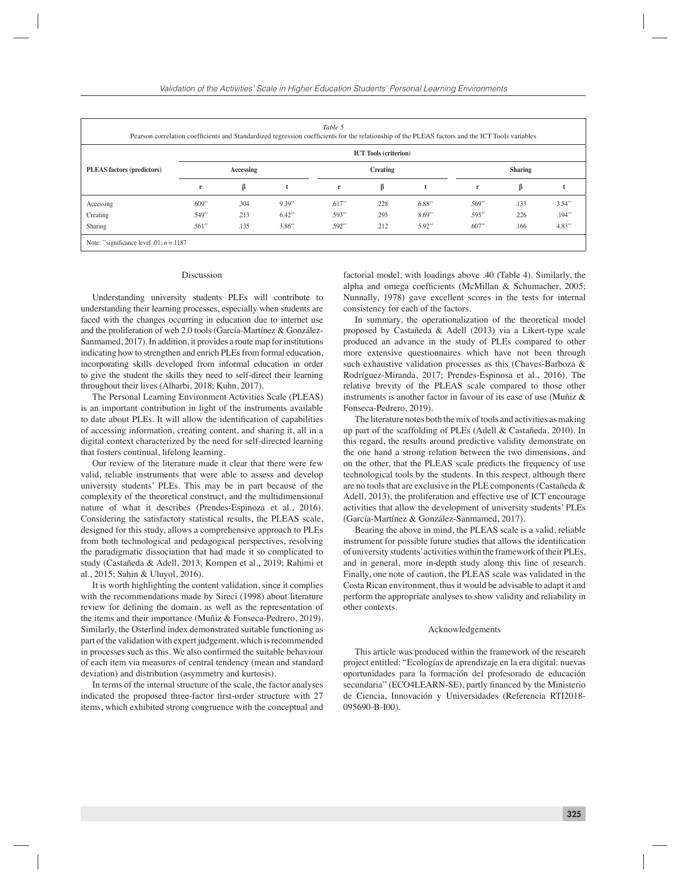*Table 5*
Pearson correlation coefficients and Standardized regression coefficients for the relationship of the PLEAS factors and the ICT Tools variables

| PLEAS factors (predictors) | ICT Tools (criterion) | | | | | | | | |
|---|---|---|---|---|---|---|---|---|---|
| | Accessing | | | Creating | | | Sharing | | |
| | r | β | t | r | β | t | r | β | t |
| Accessing | .609** | .304 | 9.39** | .617** | .228 | 6.88** | .569** | .133 | 3.54** |
| Creating | .549** | .213 | 6.42** | .593** | .295 | 8.69** | .595** | .226 | .194** |
| Sharing | .561** | .135 | 3.86** | .592** | .212 | 5.92** | .607** | .166 | 4.83** |

Note: **significance level .01; *n* = 1187

## Discussion

Understanding university students PLEs will contribute to understanding their learning processes, especially when students are faced with the changes occurring in education due to internet use and the proliferation of web 2.0 tools (García-Martínez & González-Sanmamed, 2017). In addition, it provides a route map for institutions indicating how to strengthen and enrich PLEs from formal education, incorporating skills developed from informal education in order to give the student the skills they need to self-direct their learning throughout their lives (Alharbi, 2018; Kuhn, 2017).

The Personal Learning Environment Activities Scale (PLEAS) is an important contribution in light of the instruments available to date about PLEs. It will allow the identification of capabilities of accessing information, creating content, and sharing it, all in a digital context characterized by the need for self-directed learning that fosters continual, lifelong learning.

Our review of the literature made it clear that there were few valid, reliable instruments that were able to assess and develop university students' PLEs. This may be in part because of the complexity of the theoretical construct, and the multidimensional nature of what it describes (Prendes-Espinoza et al., 2016). Considering the satisfactory statistical results, the PLEAS scale, designed for this study, allows a comprehensive approach to PLEs from both technological and pedagogical perspectives, resolving the paradigmatic dissociation that had made it so complicated to study (Castañeda & Adell, 2013; Kompen et al., 2019; Rahimi et al., 2015; Sahin & Uluyol, 2016).

It is worth highlighting the content validation, since it complies with the recommendations made by Sireci (1998) about literature review for defining the domain, as well as the representation of the items and their importance (Muñiz & Fonseca-Pedrero, 2019). Similarly, the Osterlind index demonstrated suitable functioning as part of the validation with expert judgement, which is recommended in processes such as this. We also confirmed the suitable behaviour of each item via measures of central tendency (mean and standard deviation) and distribution (asymmetry and kurtosis).

In terms of the internal structure of the scale, the factor analyses indicated the proposed three-factor first-order structure with 27 items, which exhibited strong congruence with the conceptual and factorial model, with loadings above .40 (Table 4). Similarly, the alpha and omega coefficients (McMillan & Schumacher, 2005; Nunnally, 1978) gave excellent scores in the tests for internal consistency for each of the factors.

In summary, the operationalization of the theoretical model proposed by Castañeda & Adell (2013) via a Likert-type scale produced an advance in the study of PLEs compared to other more extensive questionnaires which have not been through such exhaustive validation processes as this (Chaves-Barboza & Rodríguez-Miranda, 2017; Prendes-Espinosa et al., 2016). The relative brevity of the PLEAS scale compared to those other instruments is another factor in favour of its ease of use (Muñiz & Fonseca-Pedrero, 2019).

The literature notes both the mix of tools and activities as making up part of the scaffolding of PLEs (Adell & Castañeda, 2010). In this regard, the results around predictive validity demonstrate on the one hand a strong relation between the two dimensions, and on the other, that the PLEAS scale predicts the frequency of use technological tools by the students. In this respect, although there are no tools that are exclusive in the PLE components (Castañeda & Adell, 2013), the proliferation and effective use of ICT encourage activities that allow the development of university students' PLEs (García-Martínez & González-Sanmamed, 2017).

Bearing the above in mind, the PLEAS scale is a valid, reliable instrument for possible future studies that allows the identification of university students' activities within the framework of their PLEs, and in general, more in-depth study along this line of research. Finally, one note of caution, the PLEAS scale was validated in the Costa Rican environment, thus it would be advisable to adapt it and perform the appropriate analyses to show validity and reliability in other contexts.

## Acknowledgements

This article was produced within the framework of the research project entitled: "Ecologías de aprendizaje en la era digital: nuevas oportunidades para la formación del profesorado de educación secundaria" (ECO4LEARN-SE), partly financed by the Ministerio de Ciencia, Innovación y Universidades (Referencia RTI2018-095690-B-I00).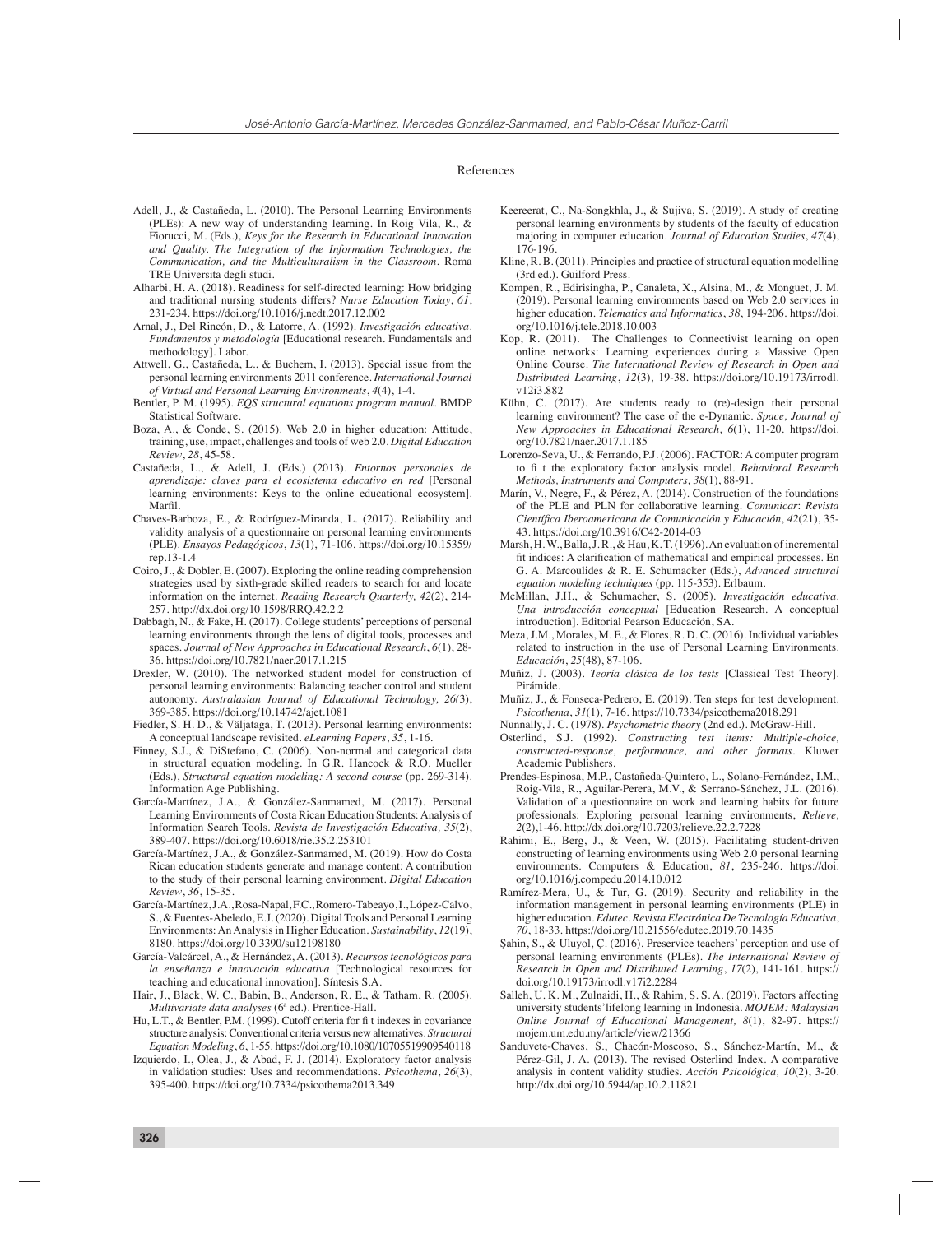## References

Adell, J., & Castañeda, L. (2010). The Personal Learning Environments (PLEs): A new way of understanding learning. In Roig Vila, R., & Fiorucci, M. (Eds.), *Keys for the Research in Educational Innovation and Quality. The Integration of the Information Technologies, the Communication, and the Multiculturalism in the Classroom*. Roma TRE Universita degli studi.

Alharbi, H. A. (2018). Readiness for self-directed learning: How bridging and traditional nursing students differs? *Nurse Education Today*, *61*, 231-234. https://doi.org/10.1016/j.nedt.2017.12.002

Arnal, J., Del Rincón, D., & Latorre, A. (1992). *Investigación educativa. Fundamentos y metodología* [Educational research. Fundamentals and methodology]. Labor.

Attwell, G., Castañeda, L., & Buchem, I. (2013). Special issue from the personal learning environments 2011 conference. *International Journal of Virtual and Personal Learning Environments*, *4*(4), 1-4.

Bentler, P. M. (1995). *EQS structural equations program manual*. BMDP Statistical Software.

Boza, A., & Conde, S. (2015). Web 2.0 in higher education: Attitude, training, use, impact, challenges and tools of web 2.0. *Digital Education Review*, *28*, 45-58.

Castañeda, L., & Adell, J. (Eds.) (2013). *Entornos personales de aprendizaje: claves para el ecosistema educativo en red* [Personal learning environments: Keys to the online educational ecosystem]. Marfil.

Chaves-Barboza, E., & Rodríguez-Miranda, L. (2017). Reliability and validity analysis of a questionnaire on personal learning environments (PLE). *Ensayos Pedagógicos*, *13*(1), 71-106. https://doi.org/10.15359/rep.13-1.4

Coiro, J., & Dobler, E. (2007). Exploring the online reading comprehension strategies used by sixth-grade skilled readers to search for and locate information on the internet. *Reading Research Quarterly, 42*(2), 214-257. http://dx.doi.org/10.1598/RRQ.42.2.2

Dabbagh, N., & Fake, H. (2017). College students' perceptions of personal learning environments through the lens of digital tools, processes and spaces. *Journal of New Approaches in Educational Research*, *6*(1), 28-36. https://doi.org/10.7821/naer.2017.1.215

Drexler, W. (2010). The networked student model for construction of personal learning environments: Balancing teacher control and student autonomy. *Australasian Journal of Educational Technology, 26(*3), 369-385. https://doi.org/10.14742/ajet.1081

Fiedler, S. H. D., & Väljataga, T. (2013). Personal learning environments: A conceptual landscape revisited. *eLearning Papers*, *35*, 1-16.

Finney, S.J., & DiStefano, C. (2006). Non-normal and categorical data in structural equation modeling. In G.R. Hancock & R.O. Mueller (Eds.), *Structural equation modeling: A second course* (pp. 269-314). Information Age Publishing.

García-Martínez, J.A., & González-Sanmamed, M. (2017). Personal Learning Environments of Costa Rican Education Students: Analysis of Information Search Tools. *Revista de Investigación Educativa, 35*(2), 389-407. https://doi.org/10.6018/rie.35.2.253101

García-Martínez, J.A., & González-Sanmamed, M. (2019). How do Costa Rican education students generate and manage content: A contribution to the study of their personal learning environment. *Digital Education Review*, *36*, 15-35.

García-Martínez,J.A.,Rosa-Napal,F.C.,Romero-Tabeayo,I.,López-Calvo, S., & Fuentes-Abeledo, E.J. (2020). Digital Tools and Personal Learning Environments: An Analysis in Higher Education. *Sustainability*, *12*(19), 8180. https://doi.org/10.3390/su12198180

García-Valcárcel, A., & Hernández, A. (2013). *Recursos tecnológicos para la enseñanza e innovación educativa* [Technological resources for teaching and educational innovation]. Síntesis S.A.

Hair, J., Black, W. C., Babin, B., Anderson, R. E., & Tatham, R. (2005). *Multivariate data analyses* (6ª ed.). Prentice-Hall.

Hu, L.T., & Bentler, P.M. (1999). Cutoff criteria for fi t indexes in covariance structure analysis: Conventional criteria versus new alternatives. *Structural Equation Modeling*, *6*, 1-55. https://doi.org/10.1080/10705519909540118

Izquierdo, I., Olea, J., & Abad, F. J. (2014). Exploratory factor analysis in validation studies: Uses and recommendations. *Psicothema*, *26*(3), 395-400. https://doi.org/10.7334/psicothema2013.349

Keereerat, C., Na-Songkhla, J., & Sujiva, S. (2019). A study of creating personal learning environments by students of the faculty of education majoring in computer education. *Journal of Education Studies*, *47*(4), 176-196.

Kline, R. B. (2011). Principles and practice of structural equation modelling (3rd ed.). Guilford Press.

Kompen, R., Edirisingha, P., Canaleta, X., Alsina, M., & Monguet, J. M. (2019). Personal learning environments based on Web 2.0 services in higher education. *Telematics and Informatics*, *38*, 194-206. https://doi.org/10.1016/j.tele.2018.10.003

Kop, R. (2011). The Challenges to Connectivist learning on open online networks: Learning experiences during a Massive Open Online Course. *The International Review of Research in Open and Distributed Learning*, *12*(3), 19-38. https://doi.org/10.19173/irrodl.v12i3.882

Kühn, C. (2017). Are students ready to (re)-design their personal learning environment? The case of the e-Dynamic. *Space, Journal of New Approaches in Educational Research, 6*(1), 11-20. https://doi.org/10.7821/naer.2017.1.185

Lorenzo-Seva, U., & Ferrando, P.J. (2006). FACTOR: A computer program to fi t the exploratory factor analysis model. *Behavioral Research Methods, Instruments and Computers, 38*(1), 88-91.

Marín, V., Negre, F., & Pérez, A. (2014). Construction of the foundations of the PLE and PLN for collaborative learning. *Comunicar: Revista Científica Iberoamericana de Comunicación y Educación*, *42*(21), 35-43. https://doi.org/10.3916/C42-2014-03

Marsh, H. W., Balla, J. R., & Hau, K. T. (1996). An evaluation of incremental fit indices: A clarification of mathematical and empirical processes. En G. A. Marcoulides & R. E. Schumacker (Eds.), *Advanced structural equation modeling techniques* (pp. 115-353). Erlbaum.

McMillan, J.H., & Schumacher, S. (2005). *Investigación educativa. Una introducción conceptual* [Education Research. A conceptual introduction]. Editorial Pearson Educación, SA.

Meza, J.M., Morales, M. E., & Flores, R. D. C. (2016). Individual variables related to instruction in the use of Personal Learning Environments. *Educación*, *25*(48), 87-106.

Muñiz, J. (2003). *Teoría clásica de los tests* [Classical Test Theory]. Pirámide.

Muñiz, J., & Fonseca-Pedrero, E. (2019). Ten steps for test development. *Psicothema*, *31*(1), 7-16. https://10.7334/psicothema2018.291

Nunnally, J. C. (1978). *Psychometric theory* (2nd ed.). McGraw-Hill.

Osterlind, S.J. (1992). *Constructing test items: Multiple-choice, constructed-response, performance, and other formats*. Kluwer Academic Publishers.

Prendes-Espinosa, M.P., Castañeda-Quintero, L., Solano-Fernández, I.M., Roig-Vila, R., Aguilar-Perera, M.V., & Serrano-Sánchez, J.L. (2016). Validation of a questionnaire on work and learning habits for future professionals: Exploring personal learning environments, *Relieve, 2*(2),1-46. http://dx.doi.org/10.7203/relieve.22.2.7228

Rahimi, E., Berg, J., & Veen, W. (2015). Facilitating student-driven constructing of learning environments using Web 2.0 personal learning environments. Computers & Education, *81*, 235-246. https://doi.org/10.1016/j.compedu.2014.10.012

Ramírez-Mera, U., & Tur, G. (2019). Security and reliability in the information management in personal learning environments (PLE) in higher education. *Edutec. Revista Electrónica De Tecnología Educativa*, *70*, 18-33. https://doi.org/10.21556/edutec.2019.70.1435

Şahin, S., & Uluyol, Ç. (2016). Preservice teachers' perception and use of personal learning environments (PLEs). *The International Review of Research in Open and Distributed Learning*, *17*(2), 141-161. https://doi.org/10.19173/irrodl.v17i2.2284

Salleh, U. K. M., Zulnaidi, H., & Rahim, S. S. A. (2019). Factors affecting university students'lifelong learning in Indonesia. *MOJEM: Malaysian Online Journal of Educational Management, 8*(1), 82-97. https://mojem.um.edu.my/article/view/21366

Sanduvete-Chaves, S., Chacón-Moscoso, S., Sánchez-Martín, M., & Pérez-Gil, J. A. (2013). The revised Osterlind Index. A comparative analysis in content validity studies. *Acción Psicológica, 10*(2), 3-20. http://dx.doi.org/10.5944/ap.10.2.11821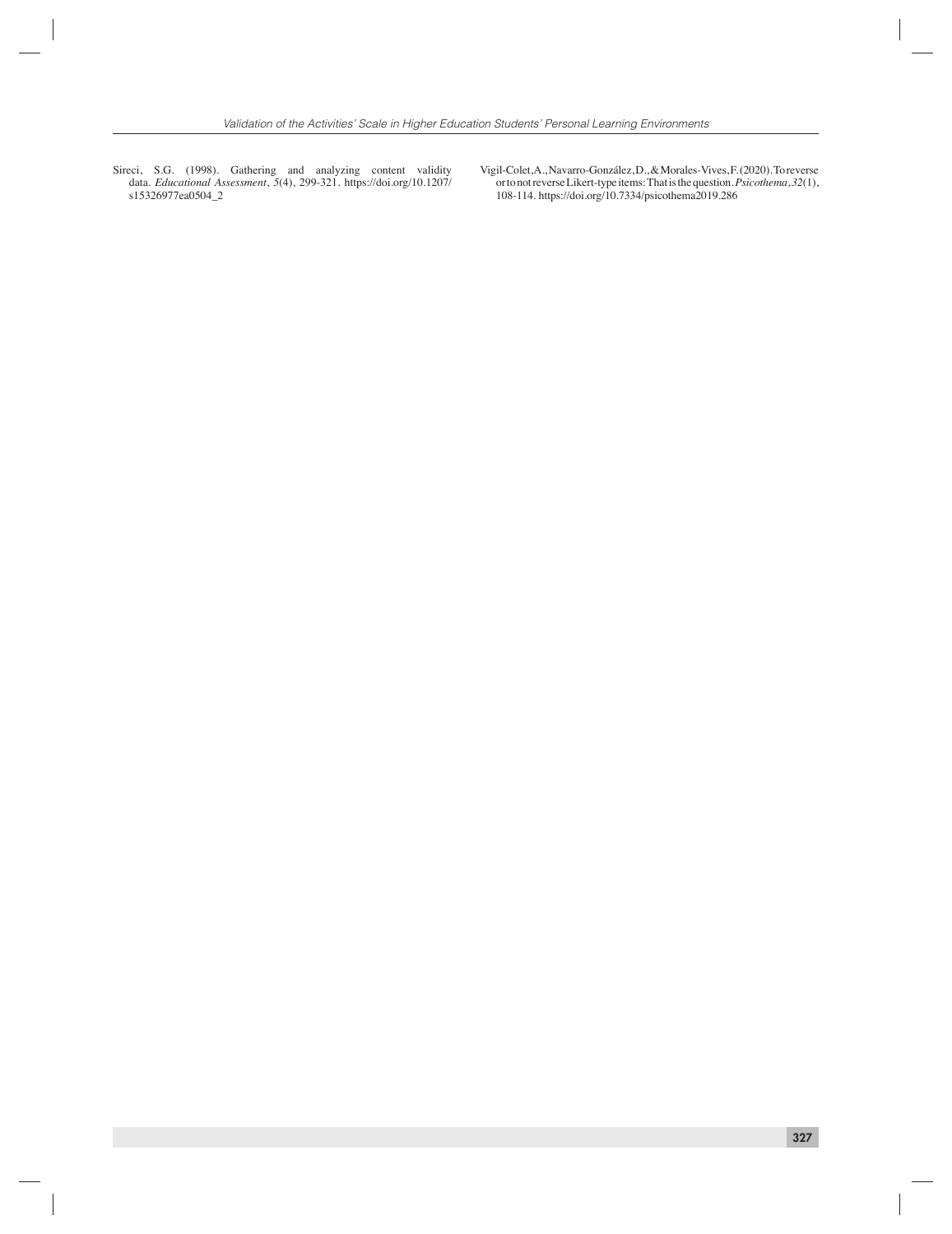Sireci, S.G. (1998). Gathering and analyzing content validity data. *Educational Assessment*, *5*(4), 299-321. https://doi.org/10.1207/s15326977ea0504_2

Vigil-Colet, A., Navarro-González, D., & Morales-Vives, F. (2020). To reverse or to not reverse Likert-type items: That is the question. *Psicothema*, *32*(1), 108-114. https://doi.org/10.7334/psicothema2019.286